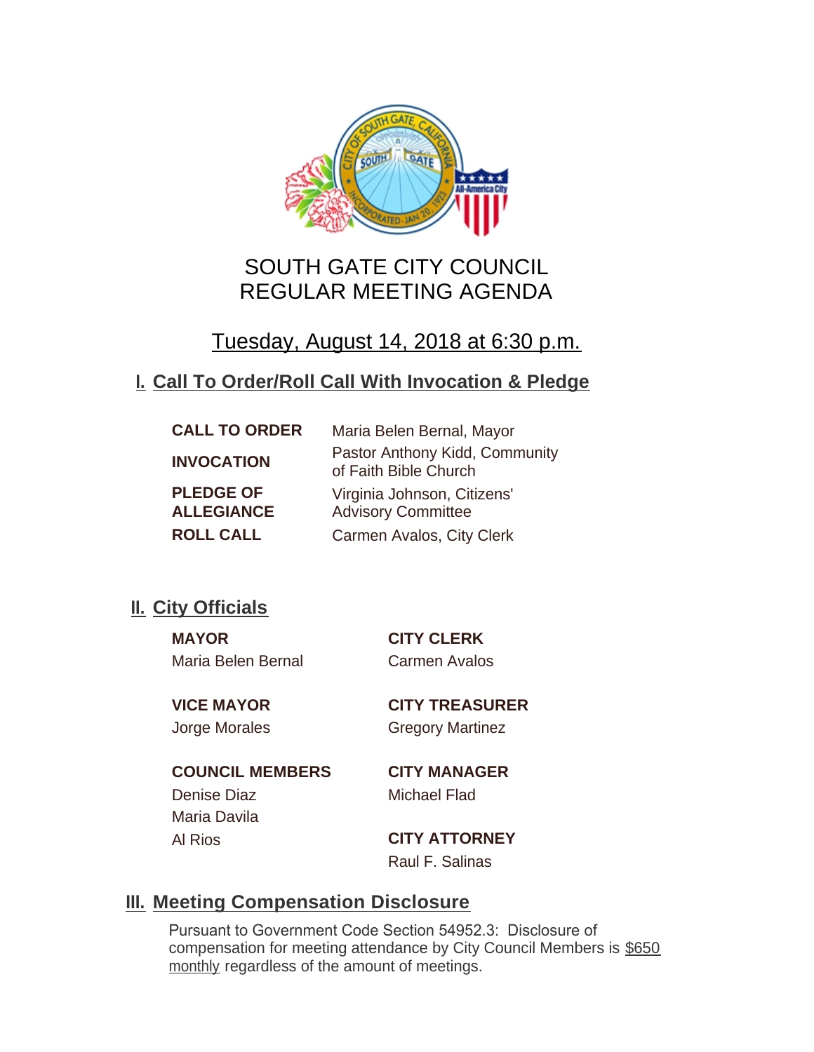# SOUTH GATE CITY COUNCIL
# REGULAR MEETING AGENDA

## Tuesday, August 14, 2018 at 6:30 p.m.

## I. Call To Order/Roll Call With Invocation & Pledge

| | |
|---|---|
| **CALL TO ORDER** | Maria Belen Bernal, Mayor |
| **INVOCATION** | Pastor Anthony Kidd, Community of Faith Bible Church |
| **PLEDGE OF ALLEGIANCE** | Virginia Johnson, Citizens' Advisory Committee |
| **ROLL CALL** | Carmen Avalos, City Clerk |

## II. City Officials

**MAYOR**
Maria Belen Bernal

**VICE MAYOR**
Jorge Morales

**COUNCIL MEMBERS**
Denise Diaz
Maria Davila
Al Rios

**CITY CLERK**
Carmen Avalos

**CITY TREASURER**
Gregory Martinez

**CITY MANAGER**
Michael Flad

**CITY ATTORNEY**
Raul F. Salinas

## III. Meeting Compensation Disclosure

Pursuant to Government Code Section 54952.3: Disclosure of compensation for meeting attendance by City Council Members is $650 monthly regardless of the amount of meetings.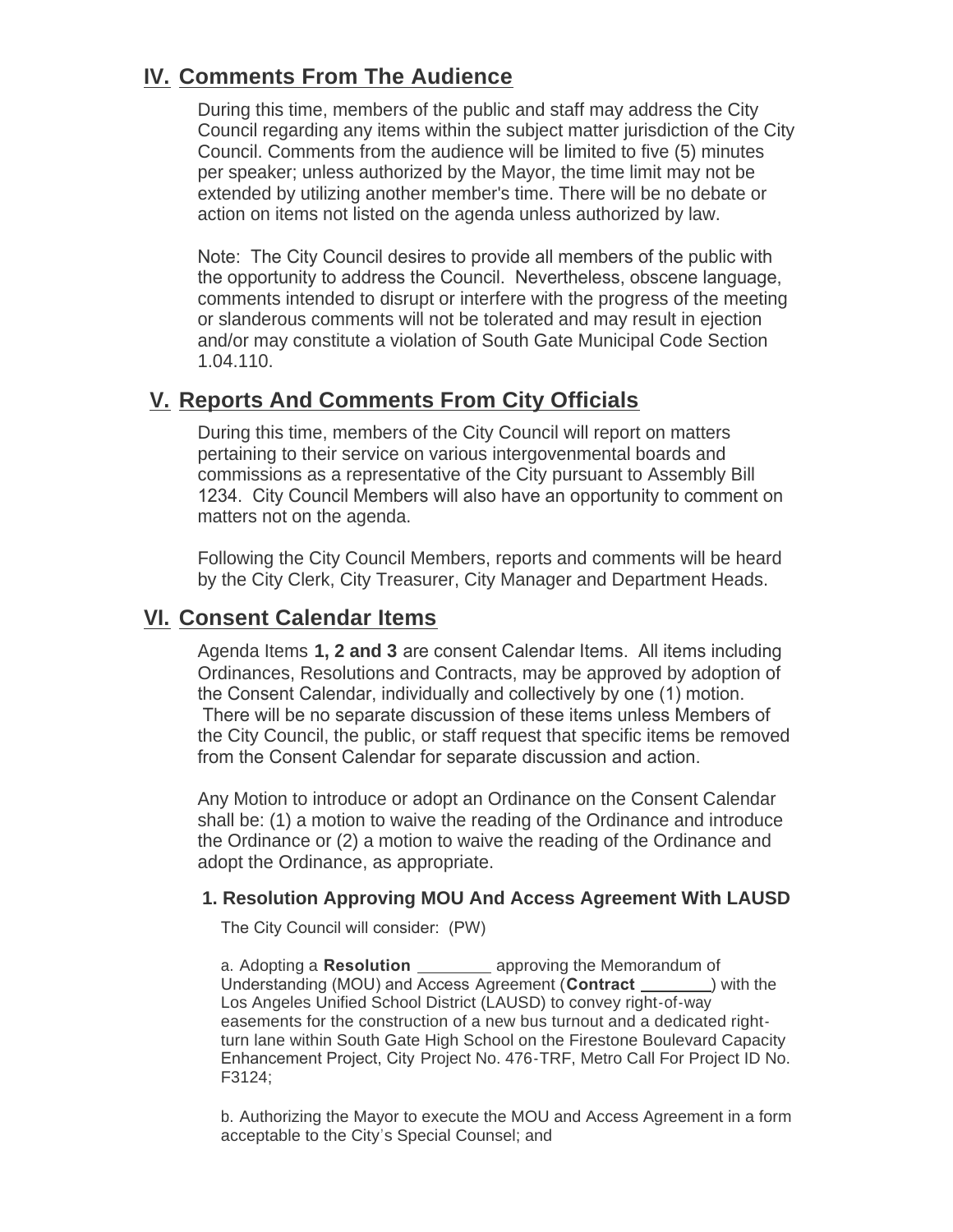## IV. Comments From The Audience

During this time, members of the public and staff may address the City Council regarding any items within the subject matter jurisdiction of the City Council. Comments from the audience will be limited to five (5) minutes per speaker; unless authorized by the Mayor, the time limit may not be extended by utilizing another member's time. There will be no debate or action on items not listed on the agenda unless authorized by law.

Note: The City Council desires to provide all members of the public with the opportunity to address the Council. Nevertheless, obscene language, comments intended to disrupt or interfere with the progress of the meeting or slanderous comments will not be tolerated and may result in ejection and/or may constitute a violation of South Gate Municipal Code Section 1.04.110.

## V. Reports And Comments From City Officials

During this time, members of the City Council will report on matters pertaining to their service on various intergovenmental boards and commissions as a representative of the City pursuant to Assembly Bill 1234. City Council Members will also have an opportunity to comment on matters not on the agenda.

Following the City Council Members, reports and comments will be heard by the City Clerk, City Treasurer, City Manager and Department Heads.

## VI. Consent Calendar Items

Agenda Items **1, 2 and 3** are consent Calendar Items. All items including Ordinances, Resolutions and Contracts, may be approved by adoption of the Consent Calendar, individually and collectively by one (1) motion. There will be no separate discussion of these items unless Members of the City Council, the public, or staff request that specific items be removed from the Consent Calendar for separate discussion and action.

Any Motion to introduce or adopt an Ordinance on the Consent Calendar shall be: (1) a motion to waive the reading of the Ordinance and introduce the Ordinance or (2) a motion to waive the reading of the Ordinance and adopt the Ordinance, as appropriate.

### 1. Resolution Approving MOU And Access Agreement With LAUSD

The City Council will consider: (PW)

a. Adopting a **Resolution** ________ approving the Memorandum of Understanding (MOU) and Access Agreement (**Contract** ________) with the Los Angeles Unified School District (LAUSD) to convey right-of-way easements for the construction of a new bus turnout and a dedicated right-turn lane within South Gate High School on the Firestone Boulevard Capacity Enhancement Project, City Project No. 476-TRF, Metro Call For Project ID No. F3124;

b. Authorizing the Mayor to execute the MOU and Access Agreement in a form acceptable to the City's Special Counsel; and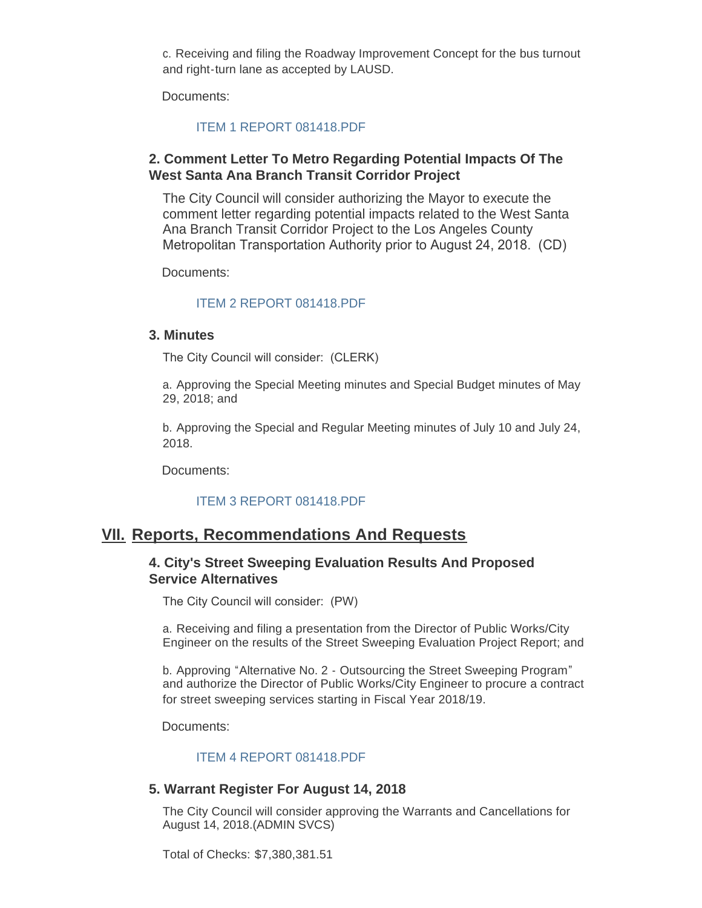c. Receiving and filing the Roadway Improvement Concept for the bus turnout and right-turn lane as accepted by LAUSD.

Documents:

ITEM 1 REPORT 081418.PDF

### 2. Comment Letter To Metro Regarding Potential Impacts Of The West Santa Ana Branch Transit Corridor Project

The City Council will consider authorizing the Mayor to execute the comment letter regarding potential impacts related to the West Santa Ana Branch Transit Corridor Project to the Los Angeles County Metropolitan Transportation Authority prior to August 24, 2018. (CD)

Documents:

ITEM 2 REPORT 081418.PDF

### 3. Minutes

The City Council will consider: (CLERK)

a. Approving the Special Meeting minutes and Special Budget minutes of May 29, 2018; and

b. Approving the Special and Regular Meeting minutes of July 10 and July 24, 2018.

Documents:

ITEM 3 REPORT 081418.PDF

## VII. Reports, Recommendations And Requests

### 4. City's Street Sweeping Evaluation Results And Proposed Service Alternatives

The City Council will consider: (PW)

a. Receiving and filing a presentation from the Director of Public Works/City Engineer on the results of the Street Sweeping Evaluation Project Report; and

b. Approving "Alternative No. 2 - Outsourcing the Street Sweeping Program" and authorize the Director of Public Works/City Engineer to procure a contract for street sweeping services starting in Fiscal Year 2018/19.

Documents:

ITEM 4 REPORT 081418.PDF

### 5. Warrant Register For August 14, 2018

The City Council will consider approving the Warrants and Cancellations for August 14, 2018.(ADMIN SVCS)

Total of Checks: $7,380,381.51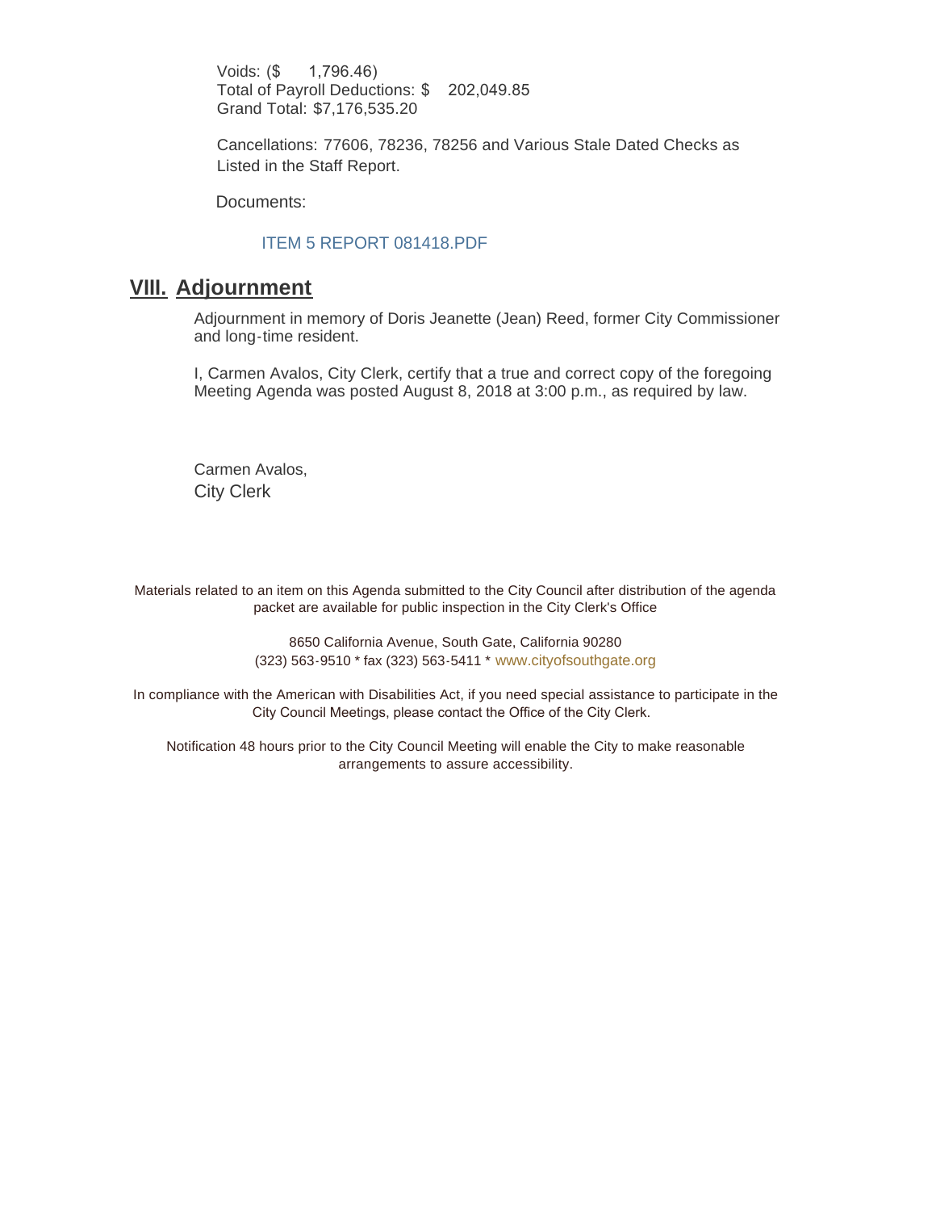Voids: ($ 1,796.46)
Total of Payroll Deductions: $ 202,049.85
Grand Total: $7,176,535.20

Cancellations: 77606, 78236, 78256 and Various Stale Dated Checks as Listed in the Staff Report.

Documents:

ITEM 5 REPORT 081418.PDF

## VIII. Adjournment

Adjournment in memory of Doris Jeanette (Jean) Reed, former City Commissioner and long-time resident.

I, Carmen Avalos, City Clerk, certify that a true and correct copy of the foregoing Meeting Agenda was posted August 8, 2018 at 3:00 p.m., as required by law.

Carmen Avalos,
City Clerk

Materials related to an item on this Agenda submitted to the City Council after distribution of the agenda packet are available for public inspection in the City Clerk's Office

8650 California Avenue, South Gate, California 90280
(323) 563-9510 * fax (323) 563-5411 * www.cityofsouthgate.org

In compliance with the American with Disabilities Act, if you need special assistance to participate in the City Council Meetings, please contact the Office of the City Clerk.

Notification 48 hours prior to the City Council Meeting will enable the City to make reasonable arrangements to assure accessibility.